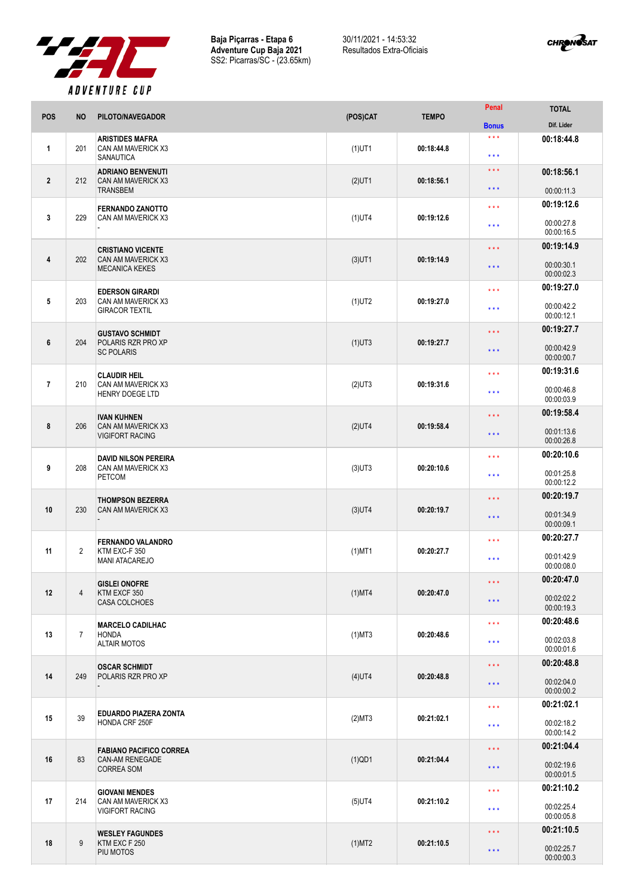**Baja Piçarras - Etapa 6**
**Adventure Cup Baja 2021**
SS2: Picarras/SC - (23.65km)

30/11/2021 - 14:53:32
Resultados Extra-Oficiais

| POS | NO | PILOTO/NAVEGADOR | (POS)CAT | TEMPO | Penal / Bonus | TOTAL / Dif. Lider |
|---|---|---|---|---|---|---|
| 1 | 201 | **ARISTIDES MAFRA**<br>CAN AM MAVERICK X3<br>SANAUTICA | (1)UT1 | 00:18:44.8 | \*\*\*<br>\*\*\* | **00:18:44.8** |
| 2 | 212 | **ADRIANO BENVENUTI**<br>CAN AM MAVERICK X3<br>TRANSBEM | (2)UT1 | 00:18:56.1 | \*\*\*<br>\*\*\* | **00:18:56.1**<br>00:00:11.3 |
| 3 | 229 | **FERNANDO ZANOTTO**<br>CAN AM MAVERICK X3<br>- | (1)UT4 | 00:19:12.6 | \*\*\*<br>\*\*\* | **00:19:12.6**<br>00:00:27.8<br>00:00:16.5 |
| 4 | 202 | **CRISTIANO VICENTE**<br>CAN AM MAVERICK X3<br>MECANICA KEKES | (3)UT1 | 00:19:14.9 | \*\*\*<br>\*\*\* | **00:19:14.9**<br>00:00:30.1<br>00:00:02.3 |
| 5 | 203 | **EDERSON GIRARDI**<br>CAN AM MAVERICK X3<br>GIRACOR TEXTIL | (1)UT2 | 00:19:27.0 | \*\*\*<br>\*\*\* | **00:19:27.0**<br>00:00:42.2<br>00:00:12.1 |
| 6 | 204 | **GUSTAVO SCHMIDT**<br>POLARIS RZR PRO XP<br>SC POLARIS | (1)UT3 | 00:19:27.7 | \*\*\*<br>\*\*\* | **00:19:27.7**<br>00:00:42.9<br>00:00:00.7 |
| 7 | 210 | **CLAUDIR HEIL**<br>CAN AM MAVERICK X3<br>HENRY DOEGE LTD | (2)UT3 | 00:19:31.6 | \*\*\*<br>\*\*\* | **00:19:31.6**<br>00:00:46.8<br>00:00:03.9 |
| 8 | 206 | **IVAN KUHNEN**<br>CAN AM MAVERICK X3<br>VIGIFORT RACING | (2)UT4 | 00:19:58.4 | \*\*\*<br>\*\*\* | **00:19:58.4**<br>00:01:13.6<br>00:00:26.8 |
| 9 | 208 | **DAVID NILSON PEREIRA**<br>CAN AM MAVERICK X3<br>PETCOM | (3)UT3 | 00:20:10.6 | \*\*\*<br>\*\*\* | **00:20:10.6**<br>00:01:25.8<br>00:00:12.2 |
| 10 | 230 | **THOMPSON BEZERRA**<br>CAN AM MAVERICK X3<br>- | (3)UT4 | 00:20:19.7 | \*\*\*<br>\*\*\* | **00:20:19.7**<br>00:01:34.9<br>00:00:09.1 |
| 11 | 2 | **FERNANDO VALANDRO**<br>KTM EXC-F 350<br>MANI ATACAREJO | (1)MT1 | 00:20:27.7 | \*\*\*<br>\*\*\* | **00:20:27.7**<br>00:01:42.9<br>00:00:08.0 |
| 12 | 4 | **GISLEI ONOFRE**<br>KTM EXCF 350<br>CASA COLCHOES | (1)MT4 | 00:20:47.0 | \*\*\*<br>\*\*\* | **00:20:47.0**<br>00:02:02.2<br>00:00:19.3 |
| 13 | 7 | **MARCELO CADILHAC**<br>HONDA<br>ALTAIR MOTOS | (1)MT3 | 00:20:48.6 | \*\*\*<br>\*\*\* | **00:20:48.6**<br>00:02:03.8<br>00:00:01.6 |
| 14 | 249 | **OSCAR SCHMIDT**<br>POLARIS RZR PRO XP<br>- | (4)UT4 | 00:20:48.8 | \*\*\*<br>\*\*\* | **00:20:48.8**<br>00:02:04.0<br>00:00:00.2 |
| 15 | 39 | **EDUARDO PIAZERA ZONTA**<br>HONDA CRF 250F | (2)MT3 | 00:21:02.1 | \*\*\*<br>\*\*\* | **00:21:02.1**<br>00:02:18.2<br>00:00:14.2 |
| 16 | 83 | **FABIANO PACIFICO CORREA**<br>CAN-AM RENEGADE<br>CORREA SOM | (1)QD1 | 00:21:04.4 | \*\*\*<br>\*\*\* | **00:21:04.4**<br>00:02:19.6<br>00:00:01.5 |
| 17 | 214 | **GIOVANI MENDES**<br>CAN AM MAVERICK X3<br>VIGIFORT RACING | (5)UT4 | 00:21:10.2 | \*\*\*<br>\*\*\* | **00:21:10.2**<br>00:02:25.4<br>00:00:05.8 |
| 18 | 9 | **WESLEY FAGUNDES**<br>KTM EXC F 250<br>PIU MOTOS | (1)MT2 | 00:21:10.5 | \*\*\*<br>\*\*\* | **00:21:10.5**<br>00:02:25.7<br>00:00:00.3 |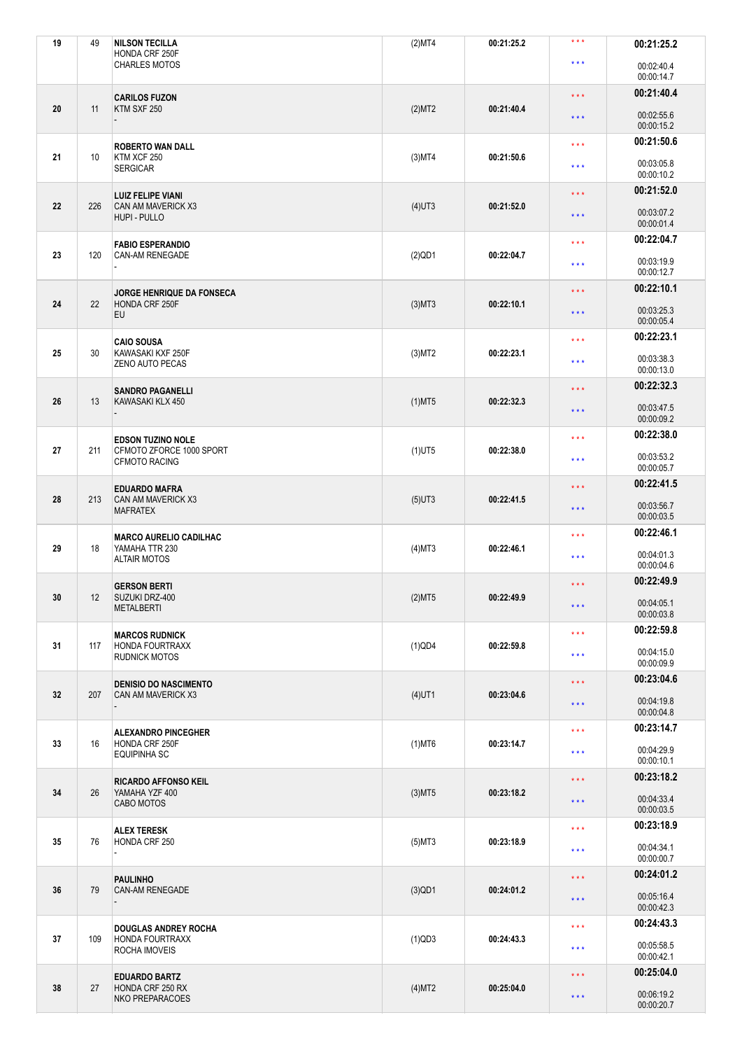| | | | | | | |
|---|---|---|---|---|---|---|
| 19 | 49 | **NILSON TECILLA**<br>HONDA CRF 250F<br>CHARLES MOTOS | (2)MT4 | 00:21:25.2 | \*\*\*<br>\*\*\* | **00:21:25.2**<br>00:02:40.4<br>00:00:14.7 |
| 20 | 11 | **CARILOS FUZON**<br>KTM SXF 250<br>- | (2)MT2 | 00:21:40.4 | \*\*\*<br>\*\*\* | **00:21:40.4**<br>00:02:55.6<br>00:00:15.2 |
| 21 | 10 | **ROBERTO WAN DALL**<br>KTM XCF 250<br>SERGICAR | (3)MT4 | 00:21:50.6 | \*\*\*<br>\*\*\* | **00:21:50.6**<br>00:03:05.8<br>00:00:10.2 |
| 22 | 226 | **LUIZ FELIPE VIANI**<br>CAN AM MAVERICK X3<br>HUPI - PULLO | (4)UT3 | 00:21:52.0 | \*\*\*<br>\*\*\* | **00:21:52.0**<br>00:03:07.2<br>00:00:01.4 |
| 23 | 120 | **FABIO ESPERANDIO**<br>CAN-AM RENEGADE<br>- | (2)QD1 | 00:22:04.7 | \*\*\*<br>\*\*\* | **00:22:04.7**<br>00:03:19.9<br>00:00:12.7 |
| 24 | 22 | **JORGE HENRIQUE DA FONSECA**<br>HONDA CRF 250F<br>EU | (3)MT3 | 00:22:10.1 | \*\*\*<br>\*\*\* | **00:22:10.1**<br>00:03:25.3<br>00:00:05.4 |
| 25 | 30 | **CAIO SOUSA**<br>KAWASAKI KXF 250F<br>ZENO AUTO PECAS | (3)MT2 | 00:22:23.1 | \*\*\*<br>\*\*\* | **00:22:23.1**<br>00:03:38.3<br>00:00:13.0 |
| 26 | 13 | **SANDRO PAGANELLI**<br>KAWASAKI KLX 450<br>- | (1)MT5 | 00:22:32.3 | \*\*\*<br>\*\*\* | **00:22:32.3**<br>00:03:47.5<br>00:00:09.2 |
| 27 | 211 | **EDSON TUZINO NOLE**<br>CFMOTO ZFORCE 1000 SPORT<br>CFMOTO RACING | (1)UT5 | 00:22:38.0 | \*\*\*<br>\*\*\* | **00:22:38.0**<br>00:03:53.2<br>00:00:05.7 |
| 28 | 213 | **EDUARDO MAFRA**<br>CAN AM MAVERICK X3<br>MAFRATEX | (5)UT3 | 00:22:41.5 | \*\*\*<br>\*\*\* | **00:22:41.5**<br>00:03:56.7<br>00:00:03.5 |
| 29 | 18 | **MARCO AURELIO CADILHAC**<br>YAMAHA TTR 230<br>ALTAIR MOTOS | (4)MT3 | 00:22:46.1 | \*\*\*<br>\*\*\* | **00:22:46.1**<br>00:04:01.3<br>00:00:04.6 |
| 30 | 12 | **GERSON BERTI**<br>SUZUKI DRZ-400<br>METALBERTI | (2)MT5 | 00:22:49.9 | \*\*\*<br>\*\*\* | **00:22:49.9**<br>00:04:05.1<br>00:00:03.8 |
| 31 | 117 | **MARCOS RUDNICK**<br>HONDA FOURTRAXX<br>RUDNICK MOTOS | (1)QD4 | 00:22:59.8 | \*\*\*<br>\*\*\* | **00:22:59.8**<br>00:04:15.0<br>00:00:09.9 |
| 32 | 207 | **DENISIO DO NASCIMENTO**<br>CAN AM MAVERICK X3<br>- | (4)UT1 | 00:23:04.6 | \*\*\*<br>\*\*\* | **00:23:04.6**<br>00:04:19.8<br>00:00:04.8 |
| 33 | 16 | **ALEXANDRO PINCEGHER**<br>HONDA CRF 250F<br>EQUIPINHA SC | (1)MT6 | 00:23:14.7 | \*\*\*<br>\*\*\* | **00:23:14.7**<br>00:04:29.9<br>00:00:10.1 |
| 34 | 26 | **RICARDO AFFONSO KEIL**<br>YAMAHA YZF 400<br>CABO MOTOS | (3)MT5 | 00:23:18.2 | \*\*\*<br>\*\*\* | **00:23:18.2**<br>00:04:33.4<br>00:00:03.5 |
| 35 | 76 | **ALEX TERESK**<br>HONDA CRF 250<br>- | (5)MT3 | 00:23:18.9 | \*\*\*<br>\*\*\* | **00:23:18.9**<br>00:04:34.1<br>00:00:00.7 |
| 36 | 79 | **PAULINHO**<br>CAN-AM RENEGADE<br>- | (3)QD1 | 00:24:01.2 | \*\*\*<br>\*\*\* | **00:24:01.2**<br>00:05:16.4<br>00:00:42.3 |
| 37 | 109 | **DOUGLAS ANDREY ROCHA**<br>HONDA FOURTRAXX<br>ROCHA IMOVEIS | (1)QD3 | 00:24:43.3 | \*\*\*<br>\*\*\* | **00:24:43.3**<br>00:05:58.5<br>00:00:42.1 |
| 38 | 27 | **EDUARDO BARTZ**<br>HONDA CRF 250 RX<br>NKO PREPARACOES | (4)MT2 | 00:25:04.0 | \*\*\*<br>\*\*\* | **00:25:04.0**<br>00:06:19.2<br>00:00:20.7 |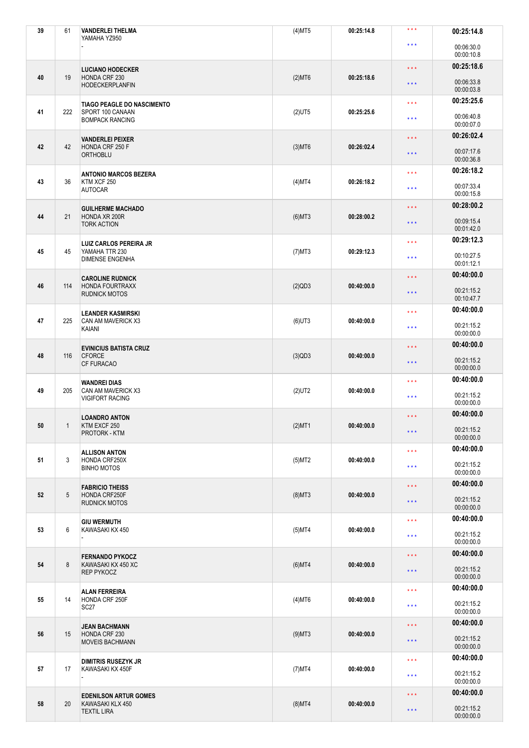| | | | | | | |
|---|---|---|---|---|---|---|
| 39 | 61 | **VANDERLEI THELMA**<br>YAMAHA YZ950<br>- | (4)MT5 | 00:25:14.8 | \*\*\*<br>\*\*\* | **00:25:14.8**<br>00:06:30.0<br>00:00:10.8 |
| 40 | 19 | **LUCIANO HODECKER**<br>HONDA CRF 230<br>HODECKERPLANFIN | (2)MT6 | 00:25:18.6 | \*\*\*<br>\*\*\* | **00:25:18.6**<br>00:06:33.8<br>00:00:03.8 |
| 41 | 222 | **TIAGO PEAGLE DO NASCIMENTO**<br>SPORT 100 CANAAN<br>BOMPACK RANCING | (2)UT5 | 00:25:25.6 | \*\*\*<br>\*\*\* | **00:25:25.6**<br>00:06:40.8<br>00:00:07.0 |
| 42 | 42 | **VANDERLEI PEIXER**<br>HONDA CRF 250 F<br>ORTHOBLU | (3)MT6 | 00:26:02.4 | \*\*\*<br>\*\*\* | **00:26:02.4**<br>00:07:17.6<br>00:00:36.8 |
| 43 | 36 | **ANTONIO MARCOS BEZERA**<br>KTM XCF 250<br>AUTOCAR | (4)MT4 | 00:26:18.2 | \*\*\*<br>\*\*\* | **00:26:18.2**<br>00:07:33.4<br>00:00:15.8 |
| 44 | 21 | **GUILHERME MACHADO**<br>HONDA XR 200R<br>TORK ACTION | (6)MT3 | 00:28:00.2 | \*\*\*<br>\*\*\* | **00:28:00.2**<br>00:09:15.4<br>00:01:42.0 |
| 45 | 45 | **LUIZ CARLOS PEREIRA JR**<br>YAMAHA TTR 230<br>DIMENSE ENGENHA | (7)MT3 | 00:29:12.3 | \*\*\*<br>\*\*\* | **00:29:12.3**<br>00:10:27.5<br>00:01:12.1 |
| 46 | 114 | **CAROLINE RUDNICK**<br>HONDA FOURTRAXX<br>RUDNICK MOTOS | (2)QD3 | 00:40:00.0 | \*\*\*<br>\*\*\* | **00:40:00.0**<br>00:21:15.2<br>00:10:47.7 |
| 47 | 225 | **LEANDER KASMIRSKI**<br>CAN AM MAVERICK X3<br>KAIANI | (6)UT3 | 00:40:00.0 | \*\*\*<br>\*\*\* | **00:40:00.0**<br>00:21:15.2<br>00:00:00.0 |
| 48 | 116 | **EVINICIUS BATISTA CRUZ**<br>CFORCE<br>CF FURACAO | (3)QD3 | 00:40:00.0 | \*\*\*<br>\*\*\* | **00:40:00.0**<br>00:21:15.2<br>00:00:00.0 |
| 49 | 205 | **WANDREI DIAS**<br>CAN AM MAVERICK X3<br>VIGIFORT RACING | (2)UT2 | 00:40:00.0 | \*\*\*<br>\*\*\* | **00:40:00.0**<br>00:21:15.2<br>00:00:00.0 |
| 50 | 1 | **LOANDRO ANTON**<br>KTM EXCF 250<br>PROTORK - KTM | (2)MT1 | 00:40:00.0 | \*\*\*<br>\*\*\* | **00:40:00.0**<br>00:21:15.2<br>00:00:00.0 |
| 51 | 3 | **ALLISON ANTON**<br>HONDA CRF250X<br>BINHO MOTOS | (5)MT2 | 00:40:00.0 | \*\*\*<br>\*\*\* | **00:40:00.0**<br>00:21:15.2<br>00:00:00.0 |
| 52 | 5 | **FABRICIO THEISS**<br>HONDA CRF250F<br>RUDNICK MOTOS | (8)MT3 | 00:40:00.0 | \*\*\*<br>\*\*\* | **00:40:00.0**<br>00:21:15.2<br>00:00:00.0 |
| 53 | 6 | **GIU WERMUTH**<br>KAWASAKI KX 450<br>- | (5)MT4 | 00:40:00.0 | \*\*\*<br>\*\*\* | **00:40:00.0**<br>00:21:15.2<br>00:00:00.0 |
| 54 | 8 | **FERNANDO PYKOCZ**<br>KAWASAKI KX 450 XC<br>REP PYKOCZ | (6)MT4 | 00:40:00.0 | \*\*\*<br>\*\*\* | **00:40:00.0**<br>00:21:15.2<br>00:00:00.0 |
| 55 | 14 | **ALAN FERREIRA**<br>HONDA CRF 250F<br>SC27 | (4)MT6 | 00:40:00.0 | \*\*\*<br>\*\*\* | **00:40:00.0**<br>00:21:15.2<br>00:00:00.0 |
| 56 | 15 | **JEAN BACHMANN**<br>HONDA CRF 230<br>MOVEIS BACHMANN | (9)MT3 | 00:40:00.0 | \*\*\*<br>\*\*\* | **00:40:00.0**<br>00:21:15.2<br>00:00:00.0 |
| 57 | 17 | **DIMITRIS RUSEZYK JR**<br>KAWASAKI KX 450F<br>- | (7)MT4 | 00:40:00.0 | \*\*\*<br>\*\*\* | **00:40:00.0**<br>00:21:15.2<br>00:00:00.0 |
| 58 | 20 | **EDENILSON ARTUR GOMES**<br>KAWASAKI KLX 450<br>TEXTIL LIRA | (8)MT4 | 00:40:00.0 | \*\*\*<br>\*\*\* | **00:40:00.0**<br>00:21:15.2<br>00:00:00.0 |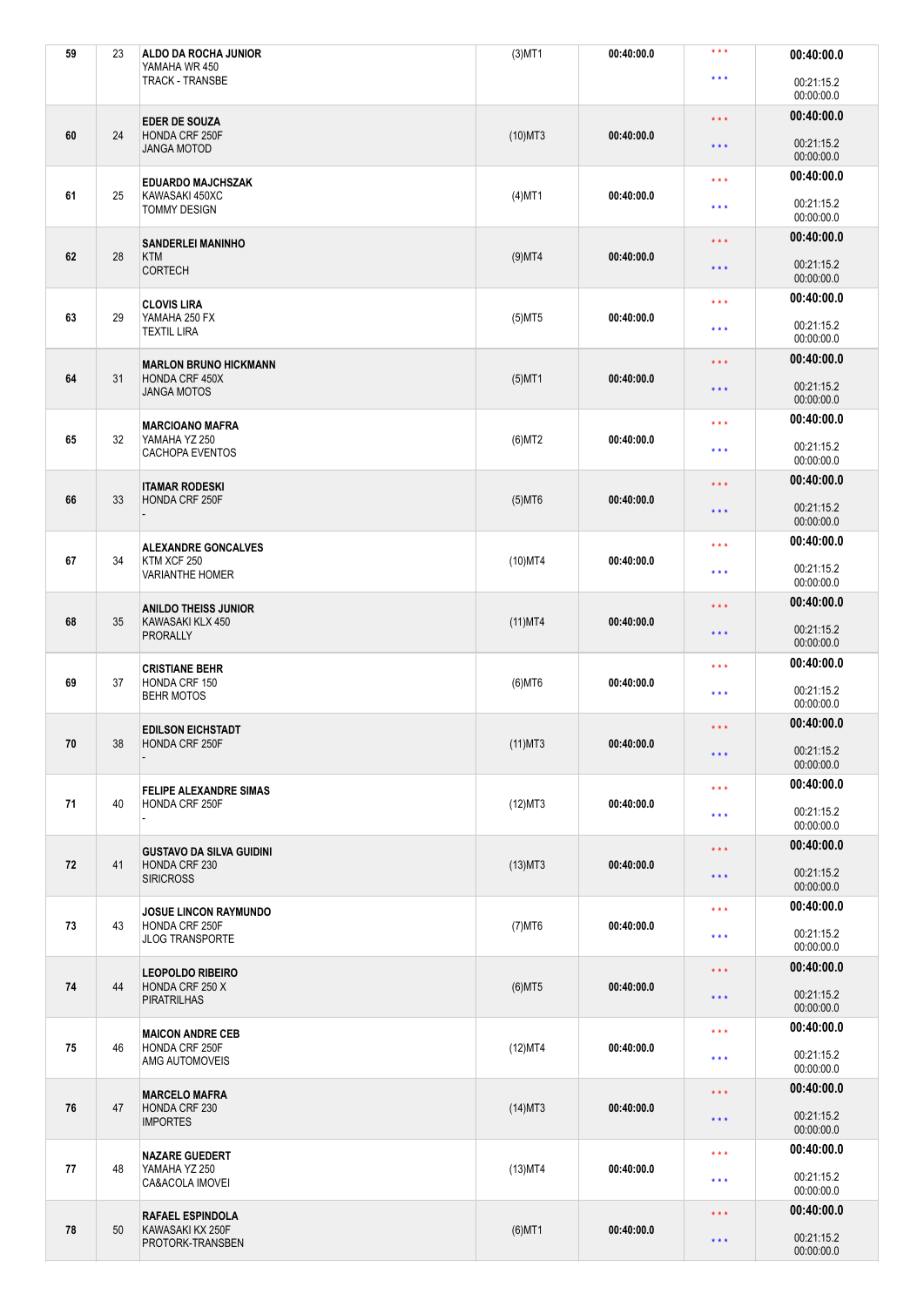| | | | | | | |
|---|---|---|---|---|---|---|
| 59 | 23 | **ALDO DA ROCHA JUNIOR**<br>YAMAHA WR 450<br>TRACK - TRANSBE | (3)MT1 | 00:40:00.0 | \*\*\*<br>\*\*\* | **00:40:00.0**<br>00:21:15.2<br>00:00:00.0 |
| 60 | 24 | **EDER DE SOUZA**<br>HONDA CRF 250F<br>JANGA MOTOD | (10)MT3 | 00:40:00.0 | \*\*\*<br>\*\*\* | **00:40:00.0**<br>00:21:15.2<br>00:00:00.0 |
| 61 | 25 | **EDUARDO MAJCHSZAK**<br>KAWASAKI 450XC<br>TOMMY DESIGN | (4)MT1 | 00:40:00.0 | \*\*\*<br>\*\*\* | **00:40:00.0**<br>00:21:15.2<br>00:00:00.0 |
| 62 | 28 | **SANDERLEI MANINHO**<br>KTM<br>CORTECH | (9)MT4 | 00:40:00.0 | \*\*\*<br>\*\*\* | **00:40:00.0**<br>00:21:15.2<br>00:00:00.0 |
| 63 | 29 | **CLOVIS LIRA**<br>YAMAHA 250 FX<br>TEXTIL LIRA | (5)MT5 | 00:40:00.0 | \*\*\*<br>\*\*\* | **00:40:00.0**<br>00:21:15.2<br>00:00:00.0 |
| 64 | 31 | **MARLON BRUNO HICKMANN**<br>HONDA CRF 450X<br>JANGA MOTOS | (5)MT1 | 00:40:00.0 | \*\*\*<br>\*\*\* | **00:40:00.0**<br>00:21:15.2<br>00:00:00.0 |
| 65 | 32 | **MARCIOANO MAFRA**<br>YAMAHA YZ 250<br>CACHOPA EVENTOS | (6)MT2 | 00:40:00.0 | \*\*\*<br>\*\*\* | **00:40:00.0**<br>00:21:15.2<br>00:00:00.0 |
| 66 | 33 | **ITAMAR RODESKI**<br>HONDA CRF 250F<br>- | (5)MT6 | 00:40:00.0 | \*\*\*<br>\*\*\* | **00:40:00.0**<br>00:21:15.2<br>00:00:00.0 |
| 67 | 34 | **ALEXANDRE GONCALVES**<br>KTM XCF 250<br>VARIANTHE HOMER | (10)MT4 | 00:40:00.0 | \*\*\*<br>\*\*\* | **00:40:00.0**<br>00:21:15.2<br>00:00:00.0 |
| 68 | 35 | **ANILDO THEISS JUNIOR**<br>KAWASAKI KLX 450<br>PRORALLY | (11)MT4 | 00:40:00.0 | \*\*\*<br>\*\*\* | **00:40:00.0**<br>00:21:15.2<br>00:00:00.0 |
| 69 | 37 | **CRISTIANE BEHR**<br>HONDA CRF 150<br>BEHR MOTOS | (6)MT6 | 00:40:00.0 | \*\*\*<br>\*\*\* | **00:40:00.0**<br>00:21:15.2<br>00:00:00.0 |
| 70 | 38 | **EDILSON EICHSTADT**<br>HONDA CRF 250F<br>- | (11)MT3 | 00:40:00.0 | \*\*\*<br>\*\*\* | **00:40:00.0**<br>00:21:15.2<br>00:00:00.0 |
| 71 | 40 | **FELIPE ALEXANDRE SIMAS**<br>HONDA CRF 250F<br>- | (12)MT3 | 00:40:00.0 | \*\*\*<br>\*\*\* | **00:40:00.0**<br>00:21:15.2<br>00:00:00.0 |
| 72 | 41 | **GUSTAVO DA SILVA GUIDINI**<br>HONDA CRF 230<br>SIRICROSS | (13)MT3 | 00:40:00.0 | \*\*\*<br>\*\*\* | **00:40:00.0**<br>00:21:15.2<br>00:00:00.0 |
| 73 | 43 | **JOSUE LINCON RAYMUNDO**<br>HONDA CRF 250F<br>JLOG TRANSPORTE | (7)MT6 | 00:40:00.0 | \*\*\*<br>\*\*\* | **00:40:00.0**<br>00:21:15.2<br>00:00:00.0 |
| 74 | 44 | **LEOPOLDO RIBEIRO**<br>HONDA CRF 250 X<br>PIRATRILHAS | (6)MT5 | 00:40:00.0 | \*\*\*<br>\*\*\* | **00:40:00.0**<br>00:21:15.2<br>00:00:00.0 |
| 75 | 46 | **MAICON ANDRE CEB**<br>HONDA CRF 250F<br>AMG AUTOMOVEIS | (12)MT4 | 00:40:00.0 | \*\*\*<br>\*\*\* | **00:40:00.0**<br>00:21:15.2<br>00:00:00.0 |
| 76 | 47 | **MARCELO MAFRA**<br>HONDA CRF 230<br>IMPORTES | (14)MT3 | 00:40:00.0 | \*\*\*<br>\*\*\* | **00:40:00.0**<br>00:21:15.2<br>00:00:00.0 |
| 77 | 48 | **NAZARE GUEDERT**<br>YAMAHA YZ 250<br>CA&ACOLA IMOVEI | (13)MT4 | 00:40:00.0 | \*\*\*<br>\*\*\* | **00:40:00.0**<br>00:21:15.2<br>00:00:00.0 |
| 78 | 50 | **RAFAEL ESPINDOLA**<br>KAWASAKI KX 250F<br>PROTORK-TRANSBEN | (6)MT1 | 00:40:00.0 | \*\*\*<br>\*\*\* | **00:40:00.0**<br>00:21:15.2<br>00:00:00.0 |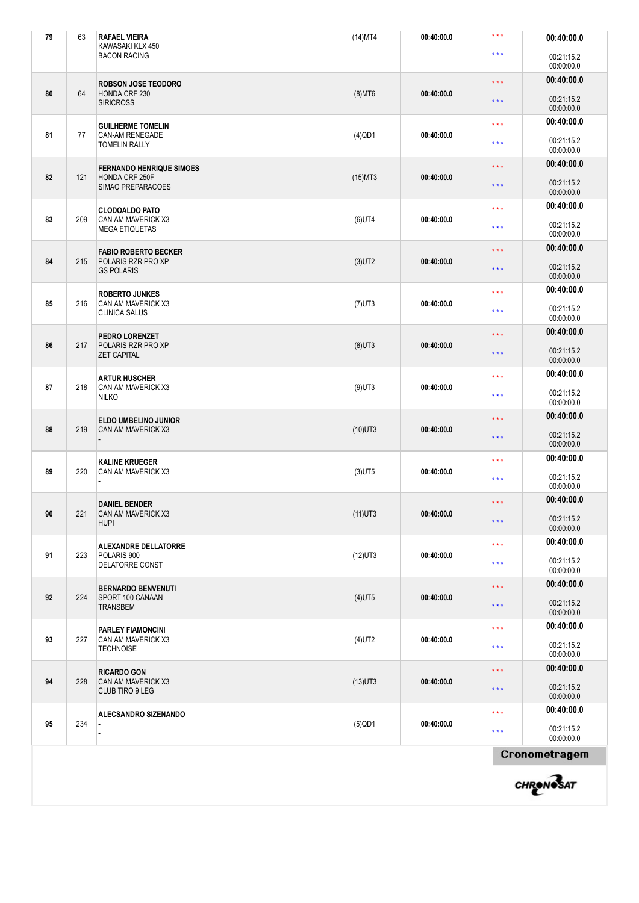| | | | | | | |
|---|---|---|---|---|---|---|
| 79 | 63 | **RAFAEL VIEIRA**<br>KAWASAKI KLX 450<br>BACON RACING | (14)MT4 | 00:40:00.0 | \*\*\*<br>\*\*\* | **00:40:00.0**<br>00:21:15.2<br>00:00:00.0 |
| 80 | 64 | **ROBSON JOSE TEODORO**<br>HONDA CRF 230<br>SIRICROSS | (8)MT6 | 00:40:00.0 | \*\*\*<br>\*\*\* | **00:40:00.0**<br>00:21:15.2<br>00:00:00.0 |
| 81 | 77 | **GUILHERME TOMELIN**<br>CAN-AM RENEGADE<br>TOMELIN RALLY | (4)QD1 | 00:40:00.0 | \*\*\*<br>\*\*\* | **00:40:00.0**<br>00:21:15.2<br>00:00:00.0 |
| 82 | 121 | **FERNANDO HENRIQUE SIMOES**<br>HONDA CRF 250F<br>SIMAO PREPARACOES | (15)MT3 | 00:40:00.0 | \*\*\*<br>\*\*\* | **00:40:00.0**<br>00:21:15.2<br>00:00:00.0 |
| 83 | 209 | **CLODOALDO PATO**<br>CAN AM MAVERICK X3<br>MEGA ETIQUETAS | (6)UT4 | 00:40:00.0 | \*\*\*<br>\*\*\* | **00:40:00.0**<br>00:21:15.2<br>00:00:00.0 |
| 84 | 215 | **FABIO ROBERTO BECKER**<br>POLARIS RZR PRO XP<br>GS POLARIS | (3)UT2 | 00:40:00.0 | \*\*\*<br>\*\*\* | **00:40:00.0**<br>00:21:15.2<br>00:00:00.0 |
| 85 | 216 | **ROBERTO JUNKES**<br>CAN AM MAVERICK X3<br>CLINICA SALUS | (7)UT3 | 00:40:00.0 | \*\*\*<br>\*\*\* | **00:40:00.0**<br>00:21:15.2<br>00:00:00.0 |
| 86 | 217 | **PEDRO LORENZET**<br>POLARIS RZR PRO XP<br>ZET CAPITAL | (8)UT3 | 00:40:00.0 | \*\*\*<br>\*\*\* | **00:40:00.0**<br>00:21:15.2<br>00:00:00.0 |
| 87 | 218 | **ARTUR HUSCHER**<br>CAN AM MAVERICK X3<br>NILKO | (9)UT3 | 00:40:00.0 | \*\*\*<br>\*\*\* | **00:40:00.0**<br>00:21:15.2<br>00:00:00.0 |
| 88 | 219 | **ELDO UMBELINO JUNIOR**<br>CAN AM MAVERICK X3<br>- | (10)UT3 | 00:40:00.0 | \*\*\*<br>\*\*\* | **00:40:00.0**<br>00:21:15.2<br>00:00:00.0 |
| 89 | 220 | **KALINE KRUEGER**<br>CAN AM MAVERICK X3<br>- | (3)UT5 | 00:40:00.0 | \*\*\*<br>\*\*\* | **00:40:00.0**<br>00:21:15.2<br>00:00:00.0 |
| 90 | 221 | **DANIEL BENDER**<br>CAN AM MAVERICK X3<br>HUPI | (11)UT3 | 00:40:00.0 | \*\*\*<br>\*\*\* | **00:40:00.0**<br>00:21:15.2<br>00:00:00.0 |
| 91 | 223 | **ALEXANDRE DELLATORRE**<br>POLARIS 900<br>DELATORRE CONST | (12)UT3 | 00:40:00.0 | \*\*\*<br>\*\*\* | **00:40:00.0**<br>00:21:15.2<br>00:00:00.0 |
| 92 | 224 | **BERNARDO BENVENUTI**<br>SPORT 100 CANAAN<br>TRANSBEM | (4)UT5 | 00:40:00.0 | \*\*\*<br>\*\*\* | **00:40:00.0**<br>00:21:15.2<br>00:00:00.0 |
| 93 | 227 | **PARLEY FIAMONCINI**<br>CAN AM MAVERICK X3<br>TECHNOISE | (4)UT2 | 00:40:00.0 | \*\*\*<br>\*\*\* | **00:40:00.0**<br>00:21:15.2<br>00:00:00.0 |
| 94 | 228 | **RICARDO GON**<br>CAN AM MAVERICK X3<br>CLUB TIRO 9 LEG | (13)UT3 | 00:40:00.0 | \*\*\*<br>\*\*\* | **00:40:00.0**<br>00:21:15.2<br>00:00:00.0 |
| 95 | 234 | **ALECSANDRO SIZENANDO**<br>-<br>- | (5)QD1 | 00:40:00.0 | \*\*\*<br>\*\*\* | **00:40:00.0**<br>00:21:15.2<br>00:00:00.0 |

**Cronometragem**

CHRONOSAT